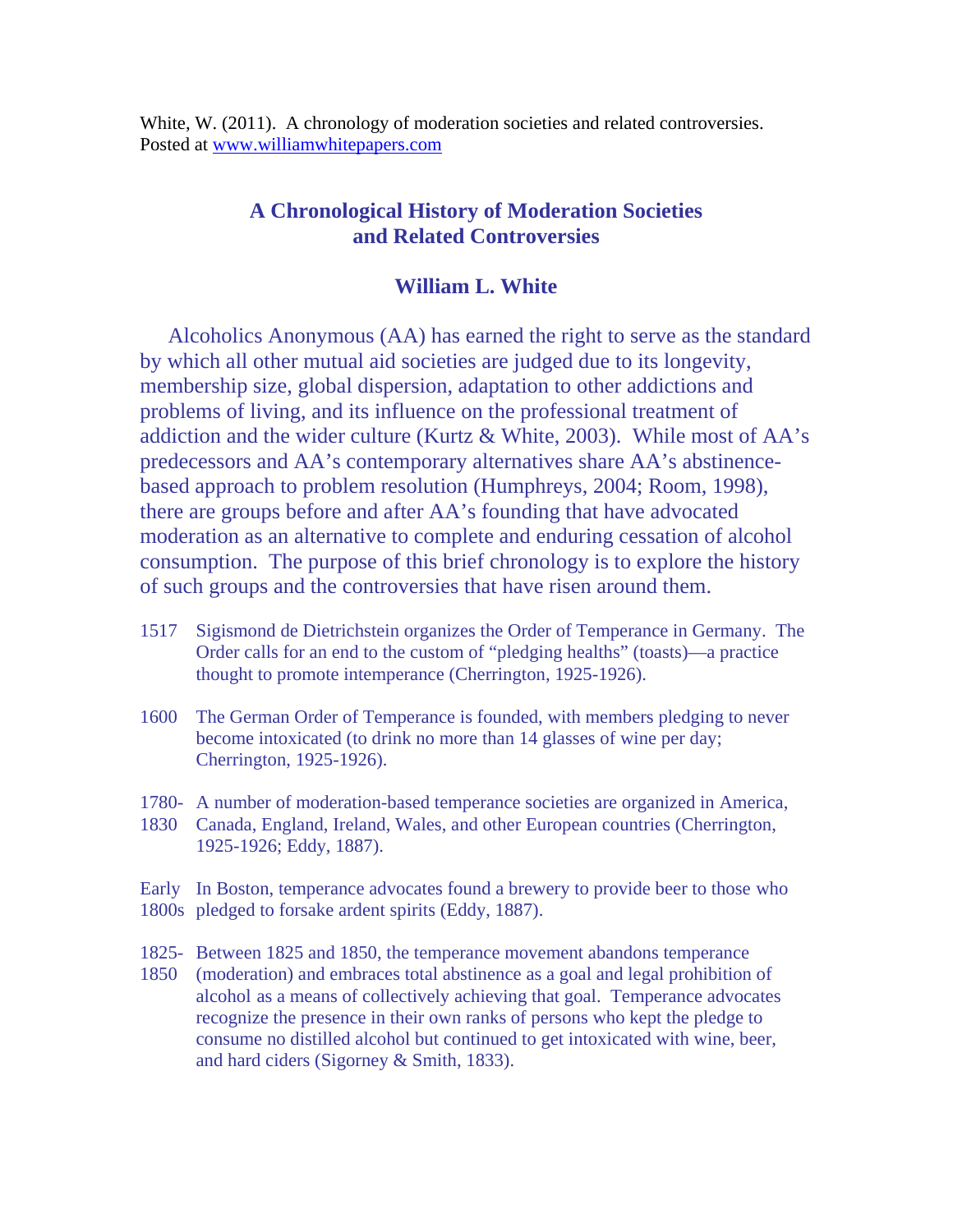White, W. (2011). A chronology of moderation societies and related controversies. Posted at www.williamwhitepapers.com

# A Chronological History of Moderation Societies and Related Controversies

## William L. White

Alcoholics Anonymous (AA) has earned the right to serve as the standard by which all other mutual aid societies are judged due to its longevity, membership size, global dispersion, adaptation to other addictions and problems of living, and its influence on the professional treatment of addiction and the wider culture (Kurtz & White, 2003). While most of AA's predecessors and AA's contemporary alternatives share AA's abstinence-based approach to problem resolution (Humphreys, 2004; Room, 1998), there are groups before and after AA's founding that have advocated moderation as an alternative to complete and enduring cessation of alcohol consumption. The purpose of this brief chronology is to explore the history of such groups and the controversies that have risen around them.

1517 Sigismond de Dietrichstein organizes the Order of Temperance in Germany. The Order calls for an end to the custom of "pledging healths" (toasts)—a practice thought to promote intemperance (Cherrington, 1925-1926).

1600 The German Order of Temperance is founded, with members pledging to never become intoxicated (to drink no more than 14 glasses of wine per day; Cherrington, 1925-1926).

1780-1830 A number of moderation-based temperance societies are organized in America, Canada, England, Ireland, Wales, and other European countries (Cherrington, 1925-1926; Eddy, 1887).

Early 1800s In Boston, temperance advocates found a brewery to provide beer to those who pledged to forsake ardent spirits (Eddy, 1887).

1825-1850 Between 1825 and 1850, the temperance movement abandons temperance (moderation) and embraces total abstinence as a goal and legal prohibition of alcohol as a means of collectively achieving that goal. Temperance advocates recognize the presence in their own ranks of persons who kept the pledge to consume no distilled alcohol but continued to get intoxicated with wine, beer, and hard ciders (Sigorney & Smith, 1833).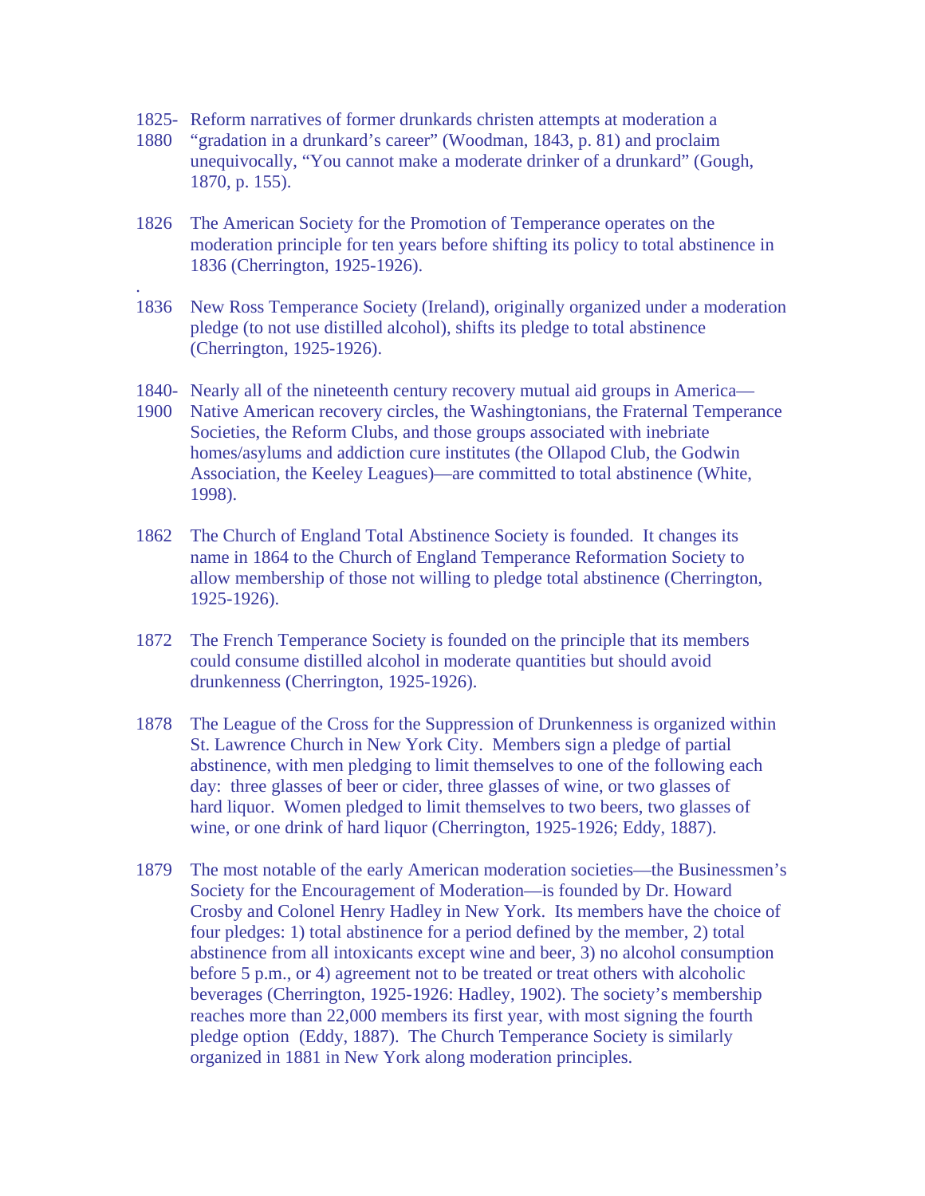1825-1880 Reform narratives of former drunkards christen attempts at moderation a "gradation in a drunkard's career" (Woodman, 1843, p. 81) and proclaim unequivocally, "You cannot make a moderate drinker of a drunkard" (Gough, 1870, p. 155).

1826 The American Society for the Promotion of Temperance operates on the moderation principle for ten years before shifting its policy to total abstinence in 1836 (Cherrington, 1925-1926).

1836 New Ross Temperance Society (Ireland), originally organized under a moderation pledge (to not use distilled alcohol), shifts its pledge to total abstinence (Cherrington, 1925-1926).

1840-1900 Nearly all of the nineteenth century recovery mutual aid groups in America—Native American recovery circles, the Washingtonians, the Fraternal Temperance Societies, the Reform Clubs, and those groups associated with inebriate homes/asylums and addiction cure institutes (the Ollapod Club, the Godwin Association, the Keeley Leagues)—are committed to total abstinence (White, 1998).

1862 The Church of England Total Abstinence Society is founded. It changes its name in 1864 to the Church of England Temperance Reformation Society to allow membership of those not willing to pledge total abstinence (Cherrington, 1925-1926).

1872 The French Temperance Society is founded on the principle that its members could consume distilled alcohol in moderate quantities but should avoid drunkenness (Cherrington, 1925-1926).

1878 The League of the Cross for the Suppression of Drunkenness is organized within St. Lawrence Church in New York City. Members sign a pledge of partial abstinence, with men pledging to limit themselves to one of the following each day: three glasses of beer or cider, three glasses of wine, or two glasses of hard liquor. Women pledged to limit themselves to two beers, two glasses of wine, or one drink of hard liquor (Cherrington, 1925-1926; Eddy, 1887).

1879 The most notable of the early American moderation societies—the Businessmen's Society for the Encouragement of Moderation—is founded by Dr. Howard Crosby and Colonel Henry Hadley in New York. Its members have the choice of four pledges: 1) total abstinence for a period defined by the member, 2) total abstinence from all intoxicants except wine and beer, 3) no alcohol consumption before 5 p.m., or 4) agreement not to be treated or treat others with alcoholic beverages (Cherrington, 1925-1926: Hadley, 1902). The society's membership reaches more than 22,000 members its first year, with most signing the fourth pledge option (Eddy, 1887). The Church Temperance Society is similarly organized in 1881 in New York along moderation principles.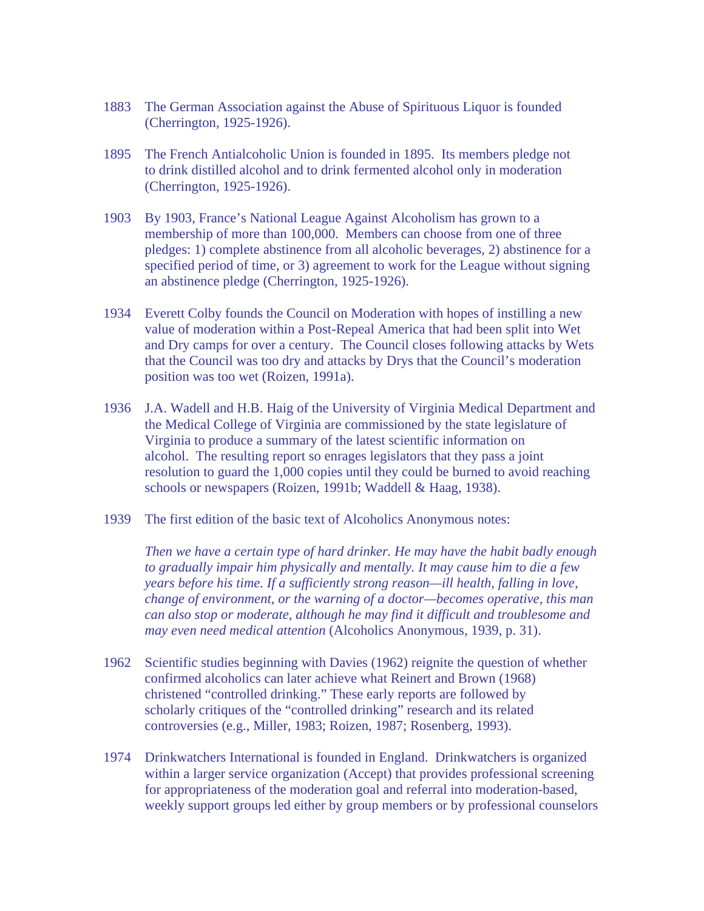1883 The German Association against the Abuse of Spirituous Liquor is founded (Cherrington, 1925-1926).

1895 The French Antialcoholic Union is founded in 1895. Its members pledge not to drink distilled alcohol and to drink fermented alcohol only in moderation (Cherrington, 1925-1926).

1903 By 1903, France's National League Against Alcoholism has grown to a membership of more than 100,000. Members can choose from one of three pledges: 1) complete abstinence from all alcoholic beverages, 2) abstinence for a specified period of time, or 3) agreement to work for the League without signing an abstinence pledge (Cherrington, 1925-1926).

1934 Everett Colby founds the Council on Moderation with hopes of instilling a new value of moderation within a Post-Repeal America that had been split into Wet and Dry camps for over a century. The Council closes following attacks by Wets that the Council was too dry and attacks by Drys that the Council's moderation position was too wet (Roizen, 1991a).

1936 J.A. Wadell and H.B. Haig of the University of Virginia Medical Department and the Medical College of Virginia are commissioned by the state legislature of Virginia to produce a summary of the latest scientific information on alcohol. The resulting report so enrages legislators that they pass a joint resolution to guard the 1,000 copies until they could be burned to avoid reaching schools or newspapers (Roizen, 1991b; Waddell & Haag, 1938).

1939 The first edition of the basic text of Alcoholics Anonymous notes:

*Then we have a certain type of hard drinker. He may have the habit badly enough to gradually impair him physically and mentally. It may cause him to die a few years before his time. If a sufficiently strong reason—ill health, falling in love, change of environment, or the warning of a doctor—becomes operative, this man can also stop or moderate, although he may find it difficult and troublesome and may even need medical attention* (Alcoholics Anonymous, 1939, p. 31).

1962 Scientific studies beginning with Davies (1962) reignite the question of whether confirmed alcoholics can later achieve what Reinert and Brown (1968) christened "controlled drinking." These early reports are followed by scholarly critiques of the "controlled drinking" research and its related controversies (e.g., Miller, 1983; Roizen, 1987; Rosenberg, 1993).

1974 Drinkwatchers International is founded in England. Drinkwatchers is organized within a larger service organization (Accept) that provides professional screening for appropriateness of the moderation goal and referral into moderation-based, weekly support groups led either by group members or by professional counselors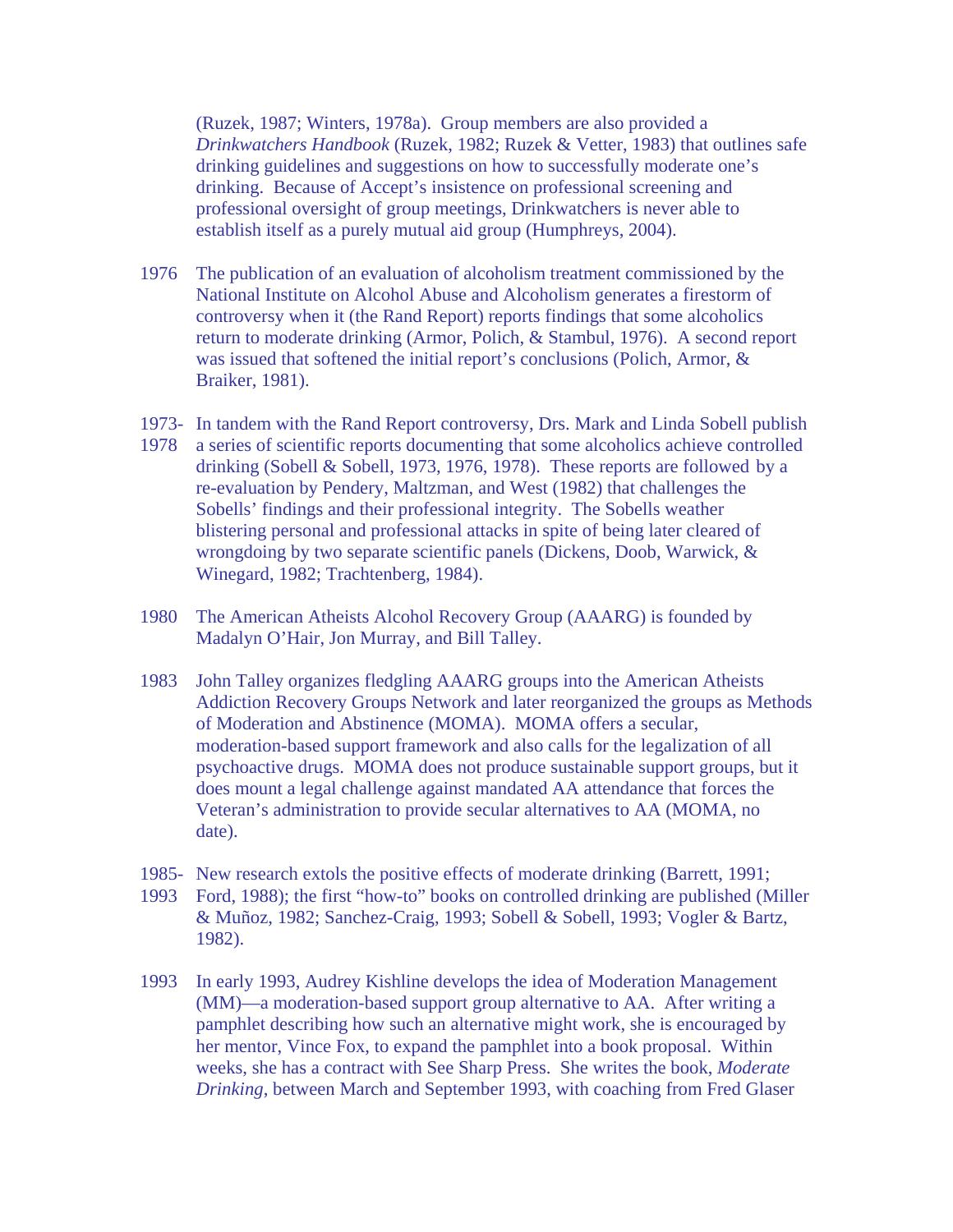(Ruzek, 1987; Winters, 1978a). Group members are also provided a *Drinkwatchers Handbook* (Ruzek, 1982; Ruzek & Vetter, 1983) that outlines safe drinking guidelines and suggestions on how to successfully moderate one's drinking. Because of Accept's insistence on professional screening and professional oversight of group meetings, Drinkwatchers is never able to establish itself as a purely mutual aid group (Humphreys, 2004).

1976 The publication of an evaluation of alcoholism treatment commissioned by the National Institute on Alcohol Abuse and Alcoholism generates a firestorm of controversy when it (the Rand Report) reports findings that some alcoholics return to moderate drinking (Armor, Polich, & Stambul, 1976). A second report was issued that softened the initial report's conclusions (Polich, Armor, & Braiker, 1981).

1973-1978 In tandem with the Rand Report controversy, Drs. Mark and Linda Sobell publish a series of scientific reports documenting that some alcoholics achieve controlled drinking (Sobell & Sobell, 1973, 1976, 1978). These reports are followed by a re-evaluation by Pendery, Maltzman, and West (1982) that challenges the Sobells' findings and their professional integrity. The Sobells weather blistering personal and professional attacks in spite of being later cleared of wrongdoing by two separate scientific panels (Dickens, Doob, Warwick, & Winegard, 1982; Trachtenberg, 1984).

1980 The American Atheists Alcohol Recovery Group (AAARG) is founded by Madalyn O'Hair, Jon Murray, and Bill Talley.

1983 John Talley organizes fledgling AAARG groups into the American Atheists Addiction Recovery Groups Network and later reorganized the groups as Methods of Moderation and Abstinence (MOMA). MOMA offers a secular, moderation-based support framework and also calls for the legalization of all psychoactive drugs. MOMA does not produce sustainable support groups, but it does mount a legal challenge against mandated AA attendance that forces the Veteran's administration to provide secular alternatives to AA (MOMA, no date).

1985-1993 New research extols the positive effects of moderate drinking (Barrett, 1991; Ford, 1988); the first "how-to" books on controlled drinking are published (Miller & Muñoz, 1982; Sanchez-Craig, 1993; Sobell & Sobell, 1993; Vogler & Bartz, 1982).

1993 In early 1993, Audrey Kishline develops the idea of Moderation Management (MM)—a moderation-based support group alternative to AA. After writing a pamphlet describing how such an alternative might work, she is encouraged by her mentor, Vince Fox, to expand the pamphlet into a book proposal. Within weeks, she has a contract with See Sharp Press. She writes the book, *Moderate Drinking*, between March and September 1993, with coaching from Fred Glaser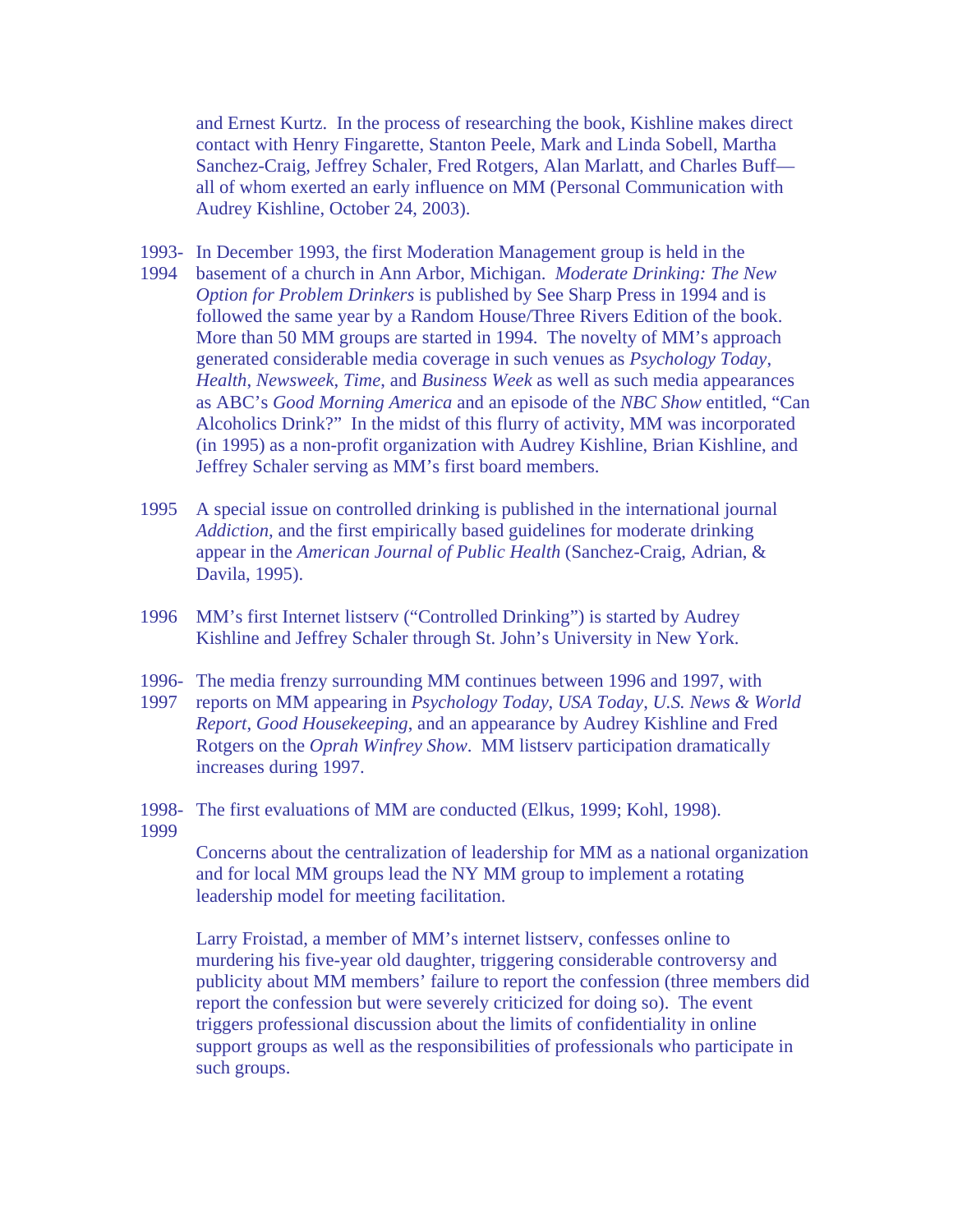and Ernest Kurtz. In the process of researching the book, Kishline makes direct contact with Henry Fingarette, Stanton Peele, Mark and Linda Sobell, Martha Sanchez-Craig, Jeffrey Schaler, Fred Rotgers, Alan Marlatt, and Charles Buff—all of whom exerted an early influence on MM (Personal Communication with Audrey Kishline, October 24, 2003).

1993-1994 In December 1993, the first Moderation Management group is held in the basement of a church in Ann Arbor, Michigan. *Moderate Drinking: The New Option for Problem Drinkers* is published by See Sharp Press in 1994 and is followed the same year by a Random House/Three Rivers Edition of the book. More than 50 MM groups are started in 1994. The novelty of MM's approach generated considerable media coverage in such venues as *Psychology Today*, *Health*, *Newsweek*, *Time*, and *Business Week* as well as such media appearances as ABC's *Good Morning America* and an episode of the *NBC Show* entitled, "Can Alcoholics Drink?" In the midst of this flurry of activity, MM was incorporated (in 1995) as a non-profit organization with Audrey Kishline, Brian Kishline, and Jeffrey Schaler serving as MM's first board members.

1995 A special issue on controlled drinking is published in the international journal *Addiction,* and the first empirically based guidelines for moderate drinking appear in the *American Journal of Public Health* (Sanchez-Craig, Adrian, & Davila, 1995).

1996 MM's first Internet listserv ("Controlled Drinking") is started by Audrey Kishline and Jeffrey Schaler through St. John's University in New York.

1996-1997 The media frenzy surrounding MM continues between 1996 and 1997, with reports on MM appearing in *Psychology Today*, *USA Today*, *U.S. News & World Report*, *Good Housekeeping*, and an appearance by Audrey Kishline and Fred Rotgers on the *Oprah Winfrey Show*. MM listserv participation dramatically increases during 1997.

1998-1999 The first evaluations of MM are conducted (Elkus, 1999; Kohl, 1998).

Concerns about the centralization of leadership for MM as a national organization and for local MM groups lead the NY MM group to implement a rotating leadership model for meeting facilitation.

Larry Froistad, a member of MM's internet listserv, confesses online to murdering his five-year old daughter, triggering considerable controversy and publicity about MM members' failure to report the confession (three members did report the confession but were severely criticized for doing so). The event triggers professional discussion about the limits of confidentiality in online support groups as well as the responsibilities of professionals who participate in such groups.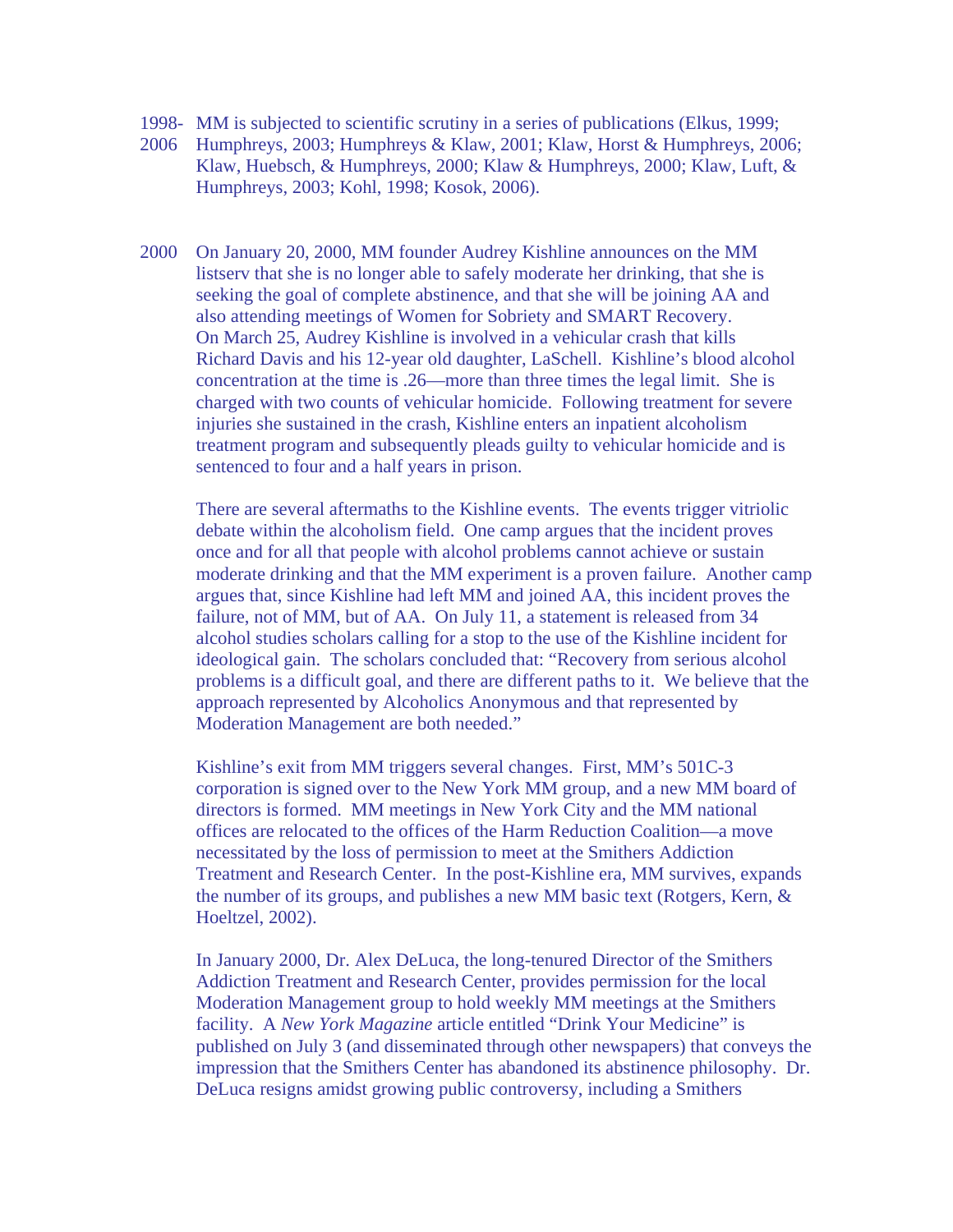1998-2006 MM is subjected to scientific scrutiny in a series of publications (Elkus, 1999; Humphreys, 2003; Humphreys & Klaw, 2001; Klaw, Horst & Humphreys, 2006; Klaw, Huebsch, & Humphreys, 2000; Klaw & Humphreys, 2000; Klaw, Luft, & Humphreys, 2003; Kohl, 1998; Kosok, 2006).

2000 On January 20, 2000, MM founder Audrey Kishline announces on the MM listserv that she is no longer able to safely moderate her drinking, that she is seeking the goal of complete abstinence, and that she will be joining AA and also attending meetings of Women for Sobriety and SMART Recovery. On March 25, Audrey Kishline is involved in a vehicular crash that kills Richard Davis and his 12-year old daughter, LaSchell. Kishline's blood alcohol concentration at the time is .26—more than three times the legal limit. She is charged with two counts of vehicular homicide. Following treatment for severe injuries she sustained in the crash, Kishline enters an inpatient alcoholism treatment program and subsequently pleads guilty to vehicular homicide and is sentenced to four and a half years in prison.

There are several aftermaths to the Kishline events. The events trigger vitriolic debate within the alcoholism field. One camp argues that the incident proves once and for all that people with alcohol problems cannot achieve or sustain moderate drinking and that the MM experiment is a proven failure. Another camp argues that, since Kishline had left MM and joined AA, this incident proves the failure, not of MM, but of AA. On July 11, a statement is released from 34 alcohol studies scholars calling for a stop to the use of the Kishline incident for ideological gain. The scholars concluded that: "Recovery from serious alcohol problems is a difficult goal, and there are different paths to it. We believe that the approach represented by Alcoholics Anonymous and that represented by Moderation Management are both needed."

Kishline's exit from MM triggers several changes. First, MM's 501C-3 corporation is signed over to the New York MM group, and a new MM board of directors is formed. MM meetings in New York City and the MM national offices are relocated to the offices of the Harm Reduction Coalition—a move necessitated by the loss of permission to meet at the Smithers Addiction Treatment and Research Center. In the post-Kishline era, MM survives, expands the number of its groups, and publishes a new MM basic text (Rotgers, Kern, & Hoeltzel, 2002).

In January 2000, Dr. Alex DeLuca, the long-tenured Director of the Smithers Addiction Treatment and Research Center, provides permission for the local Moderation Management group to hold weekly MM meetings at the Smithers facility. A *New York Magazine* article entitled "Drink Your Medicine" is published on July 3 (and disseminated through other newspapers) that conveys the impression that the Smithers Center has abandoned its abstinence philosophy. Dr. DeLuca resigns amidst growing public controversy, including a Smithers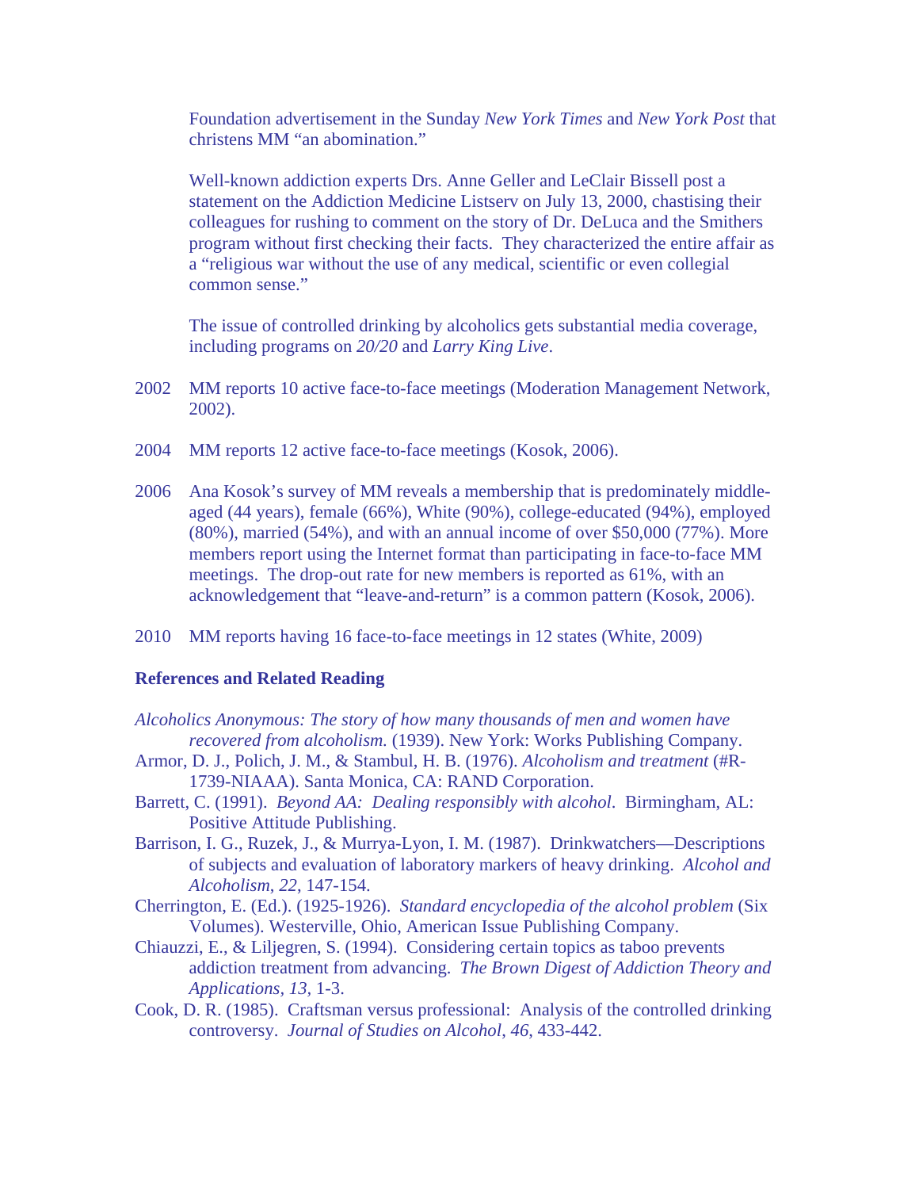Foundation advertisement in the Sunday *New York Times* and *New York Post* that christens MM "an abomination."

Well-known addiction experts Drs. Anne Geller and LeClair Bissell post a statement on the Addiction Medicine Listserv on July 13, 2000, chastising their colleagues for rushing to comment on the story of Dr. DeLuca and the Smithers program without first checking their facts. They characterized the entire affair as a "religious war without the use of any medical, scientific or even collegial common sense."

The issue of controlled drinking by alcoholics gets substantial media coverage, including programs on *20/20* and *Larry King Live*.

2002 MM reports 10 active face-to-face meetings (Moderation Management Network, 2002).

2004 MM reports 12 active face-to-face meetings (Kosok, 2006).

2006 Ana Kosok's survey of MM reveals a membership that is predominately middle-aged (44 years), female (66%), White (90%), college-educated (94%), employed (80%), married (54%), and with an annual income of over $50,000 (77%). More members report using the Internet format than participating in face-to-face MM meetings. The drop-out rate for new members is reported as 61%, with an acknowledgement that "leave-and-return" is a common pattern (Kosok, 2006).

2010 MM reports having 16 face-to-face meetings in 12 states (White, 2009)

**References and Related Reading**

*Alcoholics Anonymous: The story of how many thousands of men and women have recovered from alcoholism.* (1939). New York: Works Publishing Company.

Armor, D. J., Polich, J. M., & Stambul, H. B. (1976). *Alcoholism and treatment* (#R-1739-NIAAA). Santa Monica, CA: RAND Corporation.

Barrett, C. (1991). *Beyond AA: Dealing responsibly with alcohol*. Birmingham, AL: Positive Attitude Publishing.

Barrison, I. G., Ruzek, J., & Murrya-Lyon, I. M. (1987). Drinkwatchers—Descriptions of subjects and evaluation of laboratory markers of heavy drinking. *Alcohol and Alcoholism*, *22*, 147-154.

Cherrington, E. (Ed.). (1925-1926). *Standard encyclopedia of the alcohol problem* (Six Volumes). Westerville, Ohio, American Issue Publishing Company.

Chiauzzi, E., & Liljegren, S. (1994). Considering certain topics as taboo prevents addiction treatment from advancing. *The Brown Digest of Addiction Theory and Applications*, *13*, 1-3.

Cook, D. R. (1985). Craftsman versus professional: Analysis of the controlled drinking controversy. *Journal of Studies on Alcohol*, *46*, 433-442.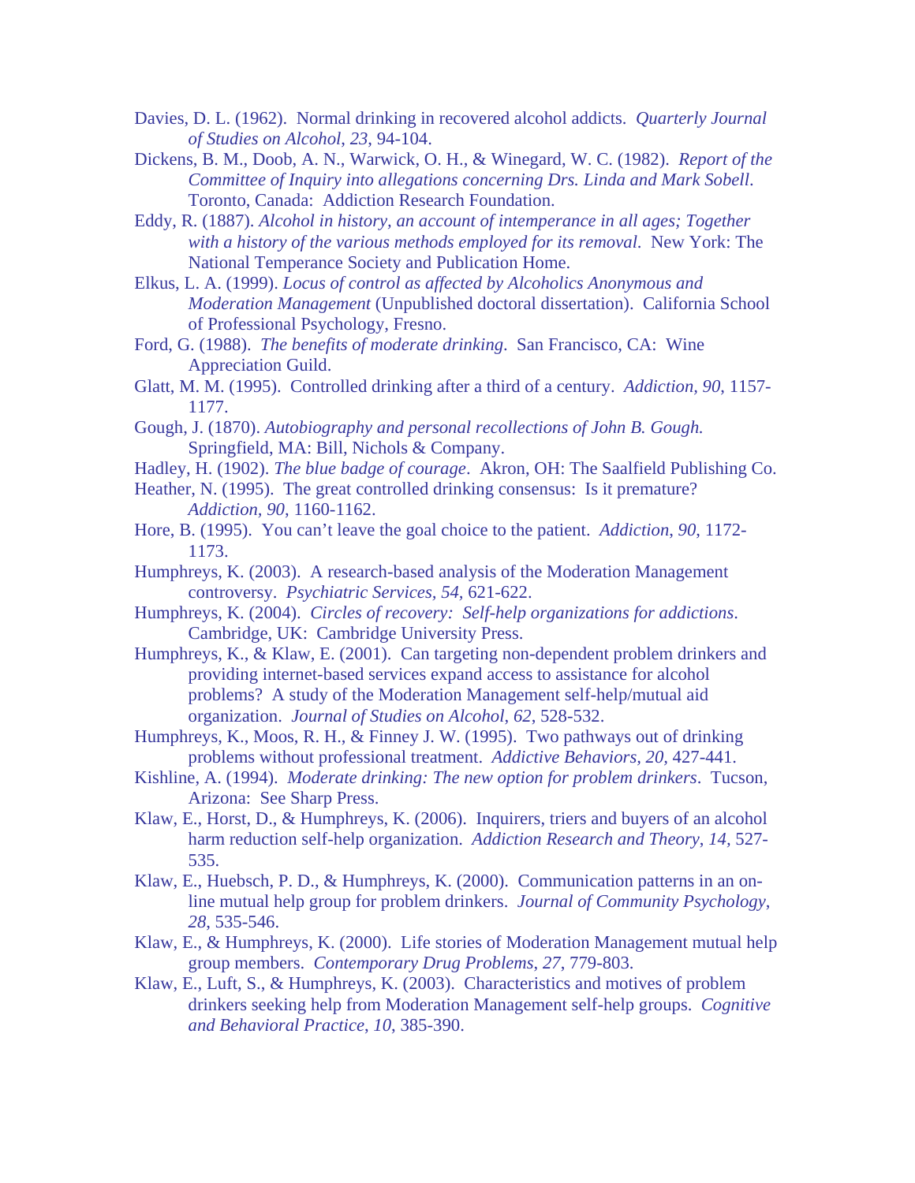Davies, D. L. (1962). Normal drinking in recovered alcohol addicts. *Quarterly Journal of Studies on Alcohol*, *23*, 94-104.

Dickens, B. M., Doob, A. N., Warwick, O. H., & Winegard, W. C. (1982). *Report of the Committee of Inquiry into allegations concerning Drs. Linda and Mark Sobell*. Toronto, Canada: Addiction Research Foundation.

Eddy, R. (1887). *Alcohol in history, an account of intemperance in all ages; Together with a history of the various methods employed for its removal*. New York: The National Temperance Society and Publication Home.

Elkus, L. A. (1999). *Locus of control as affected by Alcoholics Anonymous and Moderation Management* (Unpublished doctoral dissertation). California School of Professional Psychology, Fresno.

Ford, G. (1988). *The benefits of moderate drinking*. San Francisco, CA: Wine Appreciation Guild.

Glatt, M. M. (1995). Controlled drinking after a third of a century. *Addiction*, *90*, 1157-1177.

Gough, J. (1870). *Autobiography and personal recollections of John B. Gough.* Springfield, MA: Bill, Nichols & Company.

Hadley, H. (1902). *The blue badge of courage*. Akron, OH: The Saalfield Publishing Co.

Heather, N. (1995). The great controlled drinking consensus: Is it premature? *Addiction, 90*, 1160-1162.

Hore, B. (1995). You can't leave the goal choice to the patient. *Addiction*, *90*, 1172-1173.

Humphreys, K. (2003). A research-based analysis of the Moderation Management controversy. *Psychiatric Services, 54,* 621-622.

Humphreys, K. (2004). *Circles of recovery: Self-help organizations for addictions*. Cambridge, UK: Cambridge University Press.

Humphreys, K., & Klaw, E. (2001). Can targeting non-dependent problem drinkers and providing internet-based services expand access to assistance for alcohol problems? A study of the Moderation Management self-help/mutual aid organization. *Journal of Studies on Alcohol*, *62*, 528-532.

Humphreys, K., Moos, R. H., & Finney J. W. (1995). Two pathways out of drinking problems without professional treatment. *Addictive Behaviors*, *20,* 427-441.

Kishline, A. (1994). *Moderate drinking: The new option for problem drinkers*. Tucson, Arizona: See Sharp Press.

Klaw, E., Horst, D., & Humphreys, K. (2006). Inquirers, triers and buyers of an alcohol harm reduction self-help organization. *Addiction Research and Theory*, *14,* 527-535.

Klaw, E., Huebsch, P. D., & Humphreys, K. (2000). Communication patterns in an on-line mutual help group for problem drinkers. *Journal of Community Psychology*, *28*, 535-546.

Klaw, E., & Humphreys, K. (2000). Life stories of Moderation Management mutual help group members. *Contemporary Drug Problems*, *27*, 779-803.

Klaw, E., Luft, S., & Humphreys, K. (2003). Characteristics and motives of problem drinkers seeking help from Moderation Management self-help groups. *Cognitive and Behavioral Practice*, *10*, 385-390.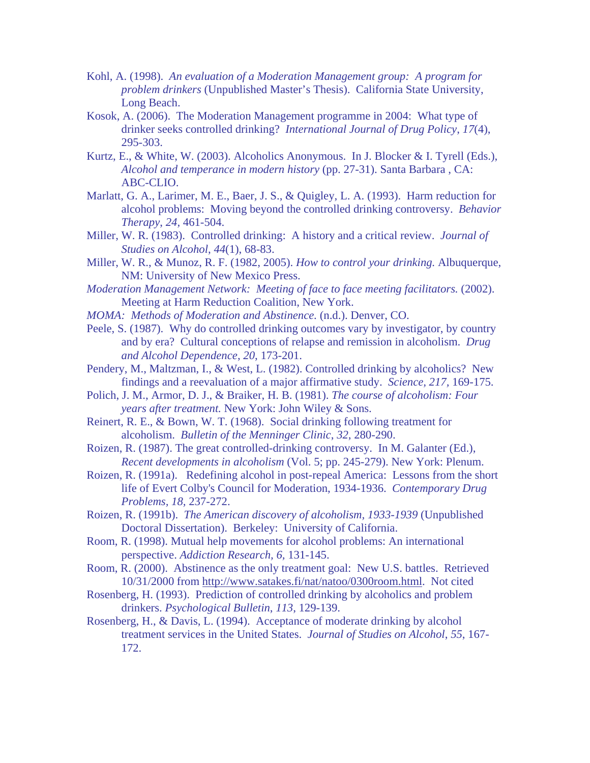Kohl, A. (1998). *An evaluation of a Moderation Management group: A program for problem drinkers* (Unpublished Master's Thesis). California State University, Long Beach.

Kosok, A. (2006). The Moderation Management programme in 2004: What type of drinker seeks controlled drinking? *International Journal of Drug Policy*, *17*(4), 295-303.

Kurtz, E., & White, W. (2003). Alcoholics Anonymous. In J. Blocker & I. Tyrell (Eds.), *Alcohol and temperance in modern history* (pp. 27-31). Santa Barbara , CA: ABC-CLIO.

Marlatt, G. A., Larimer, M. E., Baer, J. S., & Quigley, L. A. (1993). Harm reduction for alcohol problems: Moving beyond the controlled drinking controversy. *Behavior Therapy*, *24*, 461-504.

Miller, W. R. (1983). Controlled drinking: A history and a critical review. *Journal of Studies on Alcohol*, *44*(1), 68-83.

Miller, W. R., & Munoz, R. F. (1982, 2005). *How to control your drinking.* Albuquerque, NM: University of New Mexico Press.

*Moderation Management Network: Meeting of face to face meeting facilitators.* (2002). Meeting at Harm Reduction Coalition, New York.

*MOMA: Methods of Moderation and Abstinence.* (n.d.). Denver, CO.

Peele, S. (1987). Why do controlled drinking outcomes vary by investigator, by country and by era? Cultural conceptions of relapse and remission in alcoholism. *Drug and Alcohol Dependence*, *20*, 173-201.

Pendery, M., Maltzman, I., & West, L. (1982). Controlled drinking by alcoholics? New findings and a reevaluation of a major affirmative study. *Science, 217,* 169-175.

Polich, J. M., Armor, D. J., & Braiker, H. B. (1981). *The course of alcoholism: Four years after treatment.* New York: John Wiley & Sons.

Reinert, R. E., & Bown, W. T. (1968). Social drinking following treatment for alcoholism. *Bulletin of the Menninger Clinic*, *32*, 280-290.

Roizen, R. (1987). The great controlled-drinking controversy. In M. Galanter (Ed.), *Recent developments in alcoholism* (Vol. 5; pp. 245-279). New York: Plenum.

Roizen, R. (1991a). Redefining alcohol in post-repeal America: Lessons from the short life of Evert Colby's Council for Moderation, 1934-1936. *Contemporary Drug Problems, 18*, 237-272.

Roizen, R. (1991b). *The American discovery of alcoholism, 1933-1939* (Unpublished Doctoral Dissertation). Berkeley: University of California.

Room, R. (1998). Mutual help movements for alcohol problems: An international perspective. *Addiction Research, 6,* 131-145.

Room, R. (2000). Abstinence as the only treatment goal: New U.S. battles. Retrieved 10/31/2000 from http://www.satakes.fi/nat/natoo/0300room.html. Not cited

Rosenberg, H. (1993). Prediction of controlled drinking by alcoholics and problem drinkers. *Psychological Bulletin*, *113*, 129-139.

Rosenberg, H., & Davis, L. (1994). Acceptance of moderate drinking by alcohol treatment services in the United States. *Journal of Studies on Alcohol*, *55*, 167-172.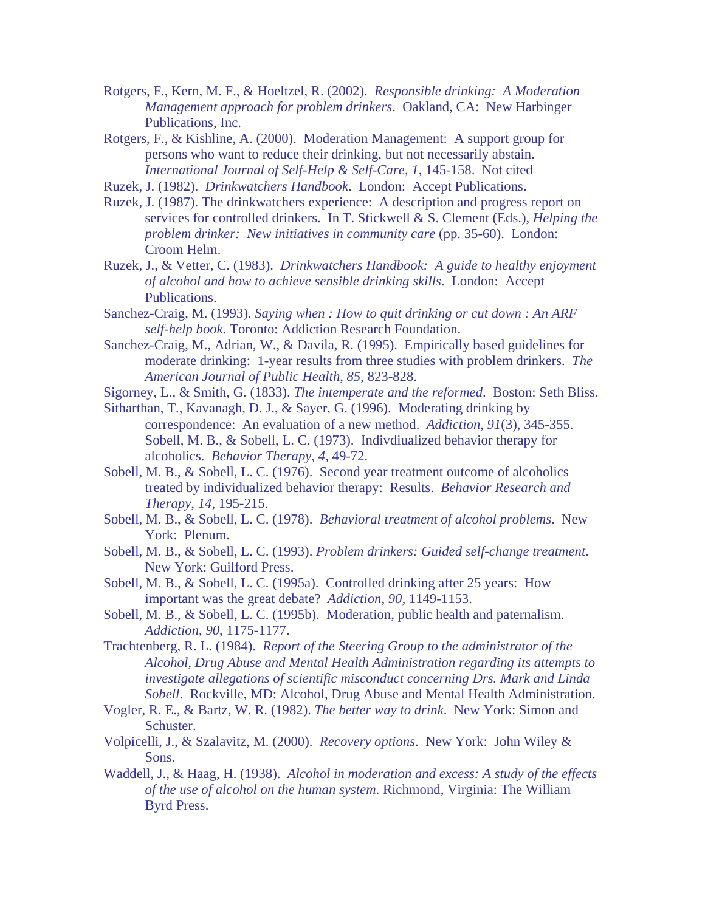Rotgers, F., Kern, M. F., & Hoeltzel, R. (2002). *Responsible drinking: A Moderation Management approach for problem drinkers*. Oakland, CA: New Harbinger Publications, Inc.

Rotgers, F., & Kishline, A. (2000). Moderation Management: A support group for persons who want to reduce their drinking, but not necessarily abstain. *International Journal of Self-Help & Self-Care*, *1*, 145-158. Not cited

Ruzek, J. (1982). *Drinkwatchers Handbook*. London: Accept Publications.

Ruzek, J. (1987). The drinkwatchers experience: A description and progress report on services for controlled drinkers. In T. Stickwell & S. Clement (Eds.), *Helping the problem drinker: New initiatives in community care* (pp. 35-60). London: Croom Helm.

Ruzek, J., & Vetter, C. (1983). *Drinkwatchers Handbook: A guide to healthy enjoyment of alcohol and how to achieve sensible drinking skills*. London: Accept Publications.

Sanchez-Craig, M. (1993). *Saying when : How to quit drinking or cut down : An ARF self-help book.* Toronto: Addiction Research Foundation.

Sanchez-Craig, M., Adrian, W., & Davila, R. (1995). Empirically based guidelines for moderate drinking: 1-year results from three studies with problem drinkers. *The American Journal of Public Health*, *85*, 823-828.

Sigorney, L., & Smith, G. (1833). *The intemperate and the reformed*. Boston: Seth Bliss.

Sitharthan, T., Kavanagh, D. J., & Sayer, G. (1996). Moderating drinking by correspondence: An evaluation of a new method. *Addiction*, *91*(3), 345-355.

Sobell, M. B., & Sobell, L. C. (1973). Indivdiualized behavior therapy for alcoholics. *Behavior Therapy*, *4*, 49-72.

Sobell, M. B., & Sobell, L. C. (1976). Second year treatment outcome of alcoholics treated by individualized behavior therapy: Results. *Behavior Research and Therapy*, *14*, 195-215.

Sobell, M. B., & Sobell, L. C. (1978). *Behavioral treatment of alcohol problems*. New York: Plenum.

Sobell, M. B., & Sobell, L. C. (1993). *Problem drinkers: Guided self-change treatment*. New York: Guilford Press.

Sobell, M. B., & Sobell, L. C. (1995a). Controlled drinking after 25 years: How important was the great debate? *Addiction, 90*, 1149-1153.

Sobell, M. B., & Sobell, L. C. (1995b). Moderation, public health and paternalism. *Addiction*, *90*, 1175-1177.

Trachtenberg, R. L. (1984). *Report of the Steering Group to the administrator of the Alcohol, Drug Abuse and Mental Health Administration regarding its attempts to investigate allegations of scientific misconduct concerning Drs. Mark and Linda Sobell*. Rockville, MD: Alcohol, Drug Abuse and Mental Health Administration.

Vogler, R. E., & Bartz, W. R. (1982). *The better way to drink*. New York: Simon and Schuster.

Volpicelli, J., & Szalavitz, M. (2000). *Recovery options*. New York: John Wiley & Sons.

Waddell, J., & Haag, H. (1938). *Alcohol in moderation and excess: A study of the effects of the use of alcohol on the human system*. Richmond, Virginia: The William Byrd Press.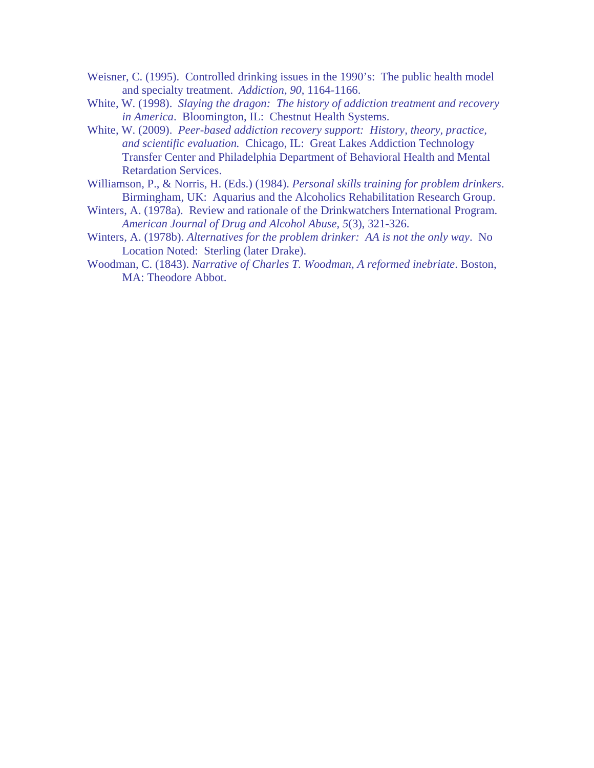Weisner, C. (1995). Controlled drinking issues in the 1990's: The public health model and specialty treatment. *Addiction*, *90*, 1164-1166.

White, W. (1998). *Slaying the dragon: The history of addiction treatment and recovery in America*. Bloomington, IL: Chestnut Health Systems.

White, W. (2009). *Peer-based addiction recovery support: History, theory, practice, and scientific evaluation.* Chicago, IL: Great Lakes Addiction Technology Transfer Center and Philadelphia Department of Behavioral Health and Mental Retardation Services.

Williamson, P., & Norris, H. (Eds.) (1984). *Personal skills training for problem drinkers*. Birmingham, UK: Aquarius and the Alcoholics Rehabilitation Research Group.

Winters, A. (1978a). Review and rationale of the Drinkwatchers International Program. *American Journal of Drug and Alcohol Abuse*, *5*(3), 321-326.

Winters, A. (1978b). *Alternatives for the problem drinker: AA is not the only way*. No Location Noted: Sterling (later Drake).

Woodman, C. (1843). *Narrative of Charles T. Woodman, A reformed inebriate*. Boston, MA: Theodore Abbot.